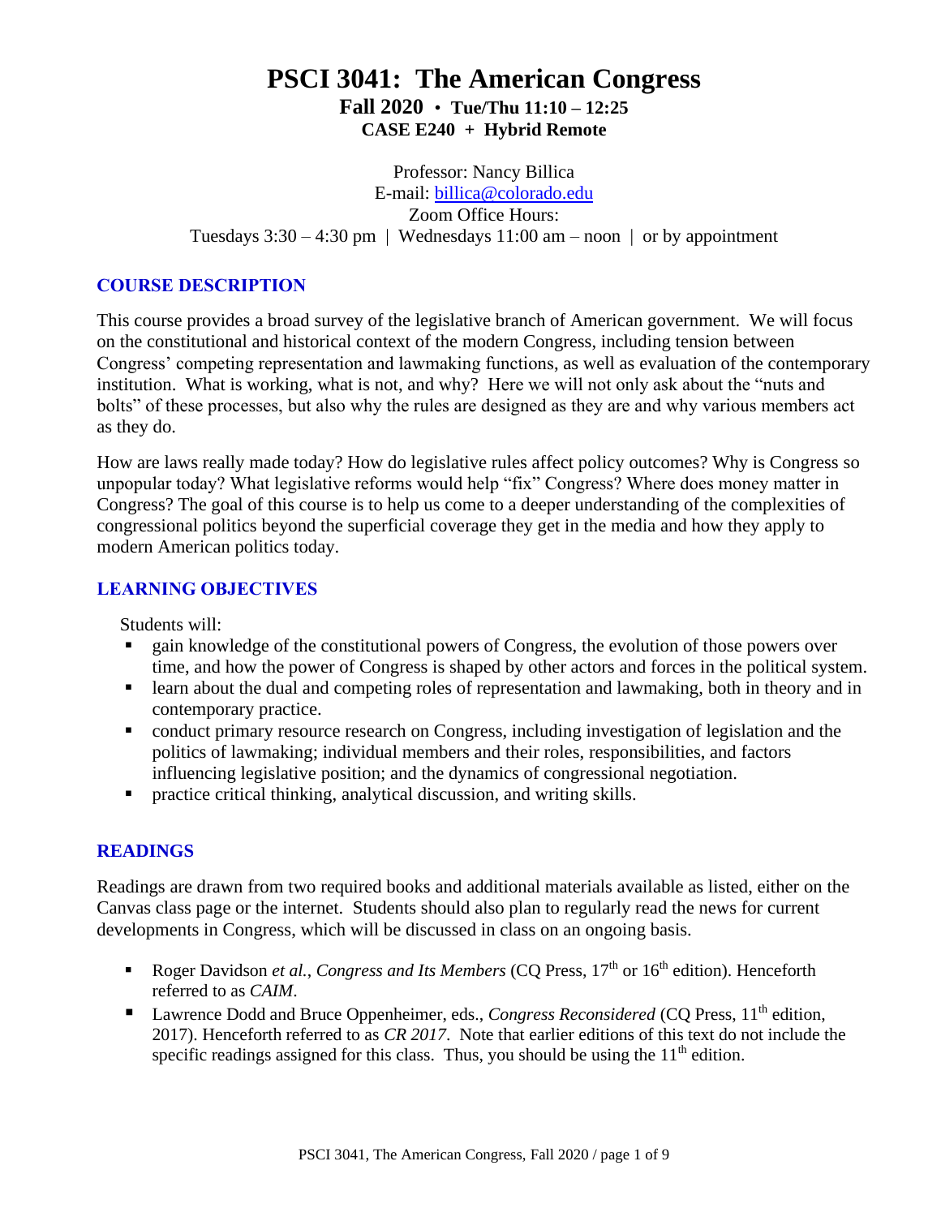# PSCI 3041: The American Congress

**Fall 2020 • Tue/Thu 11:10 – 12:25**
**CASE E240 + Hybrid Remote**

Professor: Nancy Billica
E-mail: billica@colorado.edu
Zoom Office Hours:
Tuesdays 3:30 – 4:30 pm | Wednesdays 11:00 am – noon | or by appointment

## COURSE DESCRIPTION

This course provides a broad survey of the legislative branch of American government. We will focus on the constitutional and historical context of the modern Congress, including tension between Congress' competing representation and lawmaking functions, as well as evaluation of the contemporary institution. What is working, what is not, and why? Here we will not only ask about the "nuts and bolts" of these processes, but also why the rules are designed as they are and why various members act as they do.

How are laws really made today? How do legislative rules affect policy outcomes? Why is Congress so unpopular today? What legislative reforms would help "fix" Congress? Where does money matter in Congress? The goal of this course is to help us come to a deeper understanding of the complexities of congressional politics beyond the superficial coverage they get in the media and how they apply to modern American politics today.

## LEARNING OBJECTIVES

Students will:

- gain knowledge of the constitutional powers of Congress, the evolution of those powers over time, and how the power of Congress is shaped by other actors and forces in the political system.
- learn about the dual and competing roles of representation and lawmaking, both in theory and in contemporary practice.
- conduct primary resource research on Congress, including investigation of legislation and the politics of lawmaking; individual members and their roles, responsibilities, and factors influencing legislative position; and the dynamics of congressional negotiation.
- practice critical thinking, analytical discussion, and writing skills.

## READINGS

Readings are drawn from two required books and additional materials available as listed, either on the Canvas class page or the internet. Students should also plan to regularly read the news for current developments in Congress, which will be discussed in class on an ongoing basis.

- Roger Davidson *et al.*, *Congress and Its Members* (CQ Press, 17th or 16th edition). Henceforth referred to as *CAIM*.
- Lawrence Dodd and Bruce Oppenheimer, eds., *Congress Reconsidered* (CQ Press, 11th edition, 2017). Henceforth referred to as *CR 2017*. Note that earlier editions of this text do not include the specific readings assigned for this class. Thus, you should be using the 11th edition.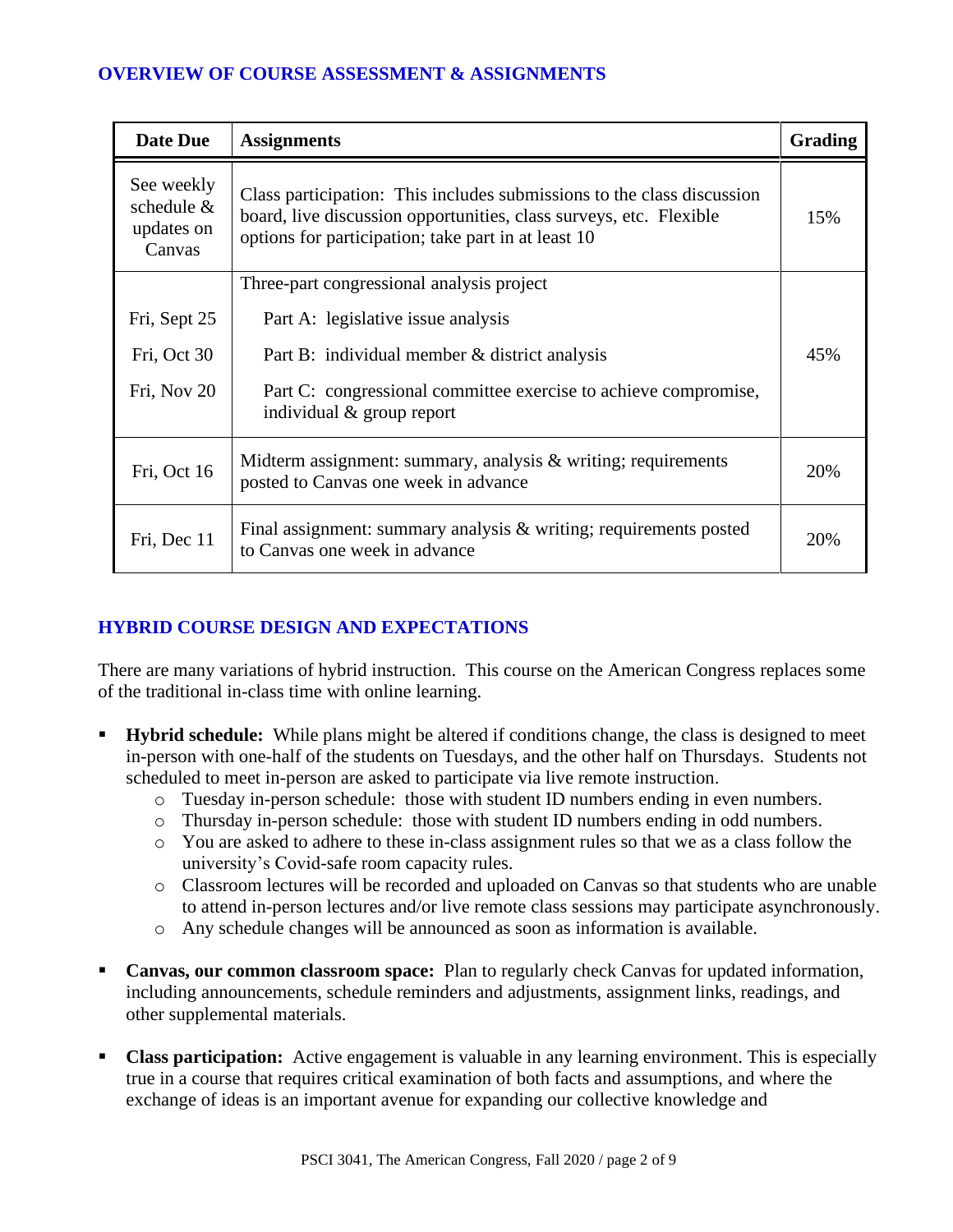## OVERVIEW OF COURSE ASSESSMENT & ASSIGNMENTS

| Date Due | Assignments | Grading |
|---|---|---|
| See weekly schedule & updates on Canvas | Class participation: This includes submissions to the class discussion board, live discussion opportunities, class surveys, etc. Flexible options for participation; take part in at least 10 | 15% |
| | Three-part congressional analysis project | |
| Fri, Sept 25 | Part A: legislative issue analysis | |
| Fri, Oct 30 | Part B: individual member & district analysis | 45% |
| Fri, Nov 20 | Part C: congressional committee exercise to achieve compromise, individual & group report | |
| Fri, Oct 16 | Midterm assignment: summary, analysis & writing; requirements posted to Canvas one week in advance | 20% |
| Fri, Dec 11 | Final assignment: summary analysis & writing; requirements posted to Canvas one week in advance | 20% |

## HYBRID COURSE DESIGN AND EXPECTATIONS

There are many variations of hybrid instruction. This course on the American Congress replaces some of the traditional in-class time with online learning.

- **Hybrid schedule:** While plans might be altered if conditions change, the class is designed to meet in-person with one-half of the students on Tuesdays, and the other half on Thursdays. Students not scheduled to meet in-person are asked to participate via live remote instruction.
  - Tuesday in-person schedule: those with student ID numbers ending in even numbers.
  - Thursday in-person schedule: those with student ID numbers ending in odd numbers.
  - You are asked to adhere to these in-class assignment rules so that we as a class follow the university's Covid-safe room capacity rules.
  - Classroom lectures will be recorded and uploaded on Canvas so that students who are unable to attend in-person lectures and/or live remote class sessions may participate asynchronously.
  - Any schedule changes will be announced as soon as information is available.
- **Canvas, our common classroom space:** Plan to regularly check Canvas for updated information, including announcements, schedule reminders and adjustments, assignment links, readings, and other supplemental materials.
- **Class participation:** Active engagement is valuable in any learning environment. This is especially true in a course that requires critical examination of both facts and assumptions, and where the exchange of ideas is an important avenue for expanding our collective knowledge and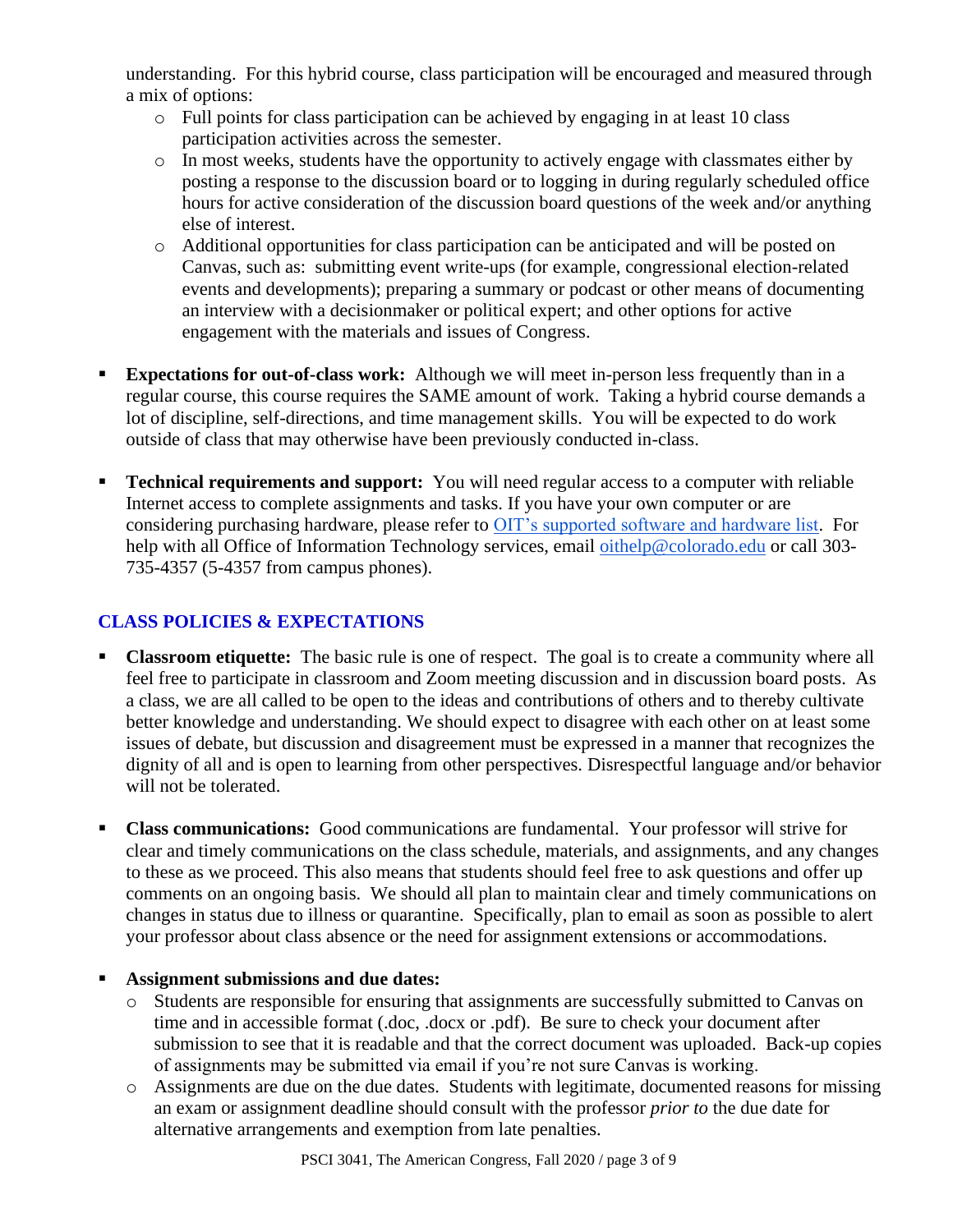understanding. For this hybrid course, class participation will be encouraged and measured through a mix of options:

  - Full points for class participation can be achieved by engaging in at least 10 class participation activities across the semester.
  - In most weeks, students have the opportunity to actively engage with classmates either by posting a response to the discussion board or to logging in during regularly scheduled office hours for active consideration of the discussion board questions of the week and/or anything else of interest.
  - Additional opportunities for class participation can be anticipated and will be posted on Canvas, such as: submitting event write-ups (for example, congressional election-related events and developments); preparing a summary or podcast or other means of documenting an interview with a decisionmaker or political expert; and other options for active engagement with the materials and issues of Congress.

- **Expectations for out-of-class work:** Although we will meet in-person less frequently than in a regular course, this course requires the SAME amount of work. Taking a hybrid course demands a lot of discipline, self-directions, and time management skills. You will be expected to do work outside of class that may otherwise have been previously conducted in-class.

- **Technical requirements and support:** You will need regular access to a computer with reliable Internet access to complete assignments and tasks. If you have your own computer or are considering purchasing hardware, please refer to OIT's supported software and hardware list. For help with all Office of Information Technology services, email oithelp@colorado.edu or call 303-735-4357 (5-4357 from campus phones).

## CLASS POLICIES & EXPECTATIONS

- **Classroom etiquette:** The basic rule is one of respect. The goal is to create a community where all feel free to participate in classroom and Zoom meeting discussion and in discussion board posts. As a class, we are all called to be open to the ideas and contributions of others and to thereby cultivate better knowledge and understanding. We should expect to disagree with each other on at least some issues of debate, but discussion and disagreement must be expressed in a manner that recognizes the dignity of all and is open to learning from other perspectives. Disrespectful language and/or behavior will not be tolerated.

- **Class communications:** Good communications are fundamental. Your professor will strive for clear and timely communications on the class schedule, materials, and assignments, and any changes to these as we proceed. This also means that students should feel free to ask questions and offer up comments on an ongoing basis. We should all plan to maintain clear and timely communications on changes in status due to illness or quarantine. Specifically, plan to email as soon as possible to alert your professor about class absence or the need for assignment extensions or accommodations.

- **Assignment submissions and due dates:**
  - Students are responsible for ensuring that assignments are successfully submitted to Canvas on time and in accessible format (.doc, .docx or .pdf). Be sure to check your document after submission to see that it is readable and that the correct document was uploaded. Back-up copies of assignments may be submitted via email if you're not sure Canvas is working.
  - Assignments are due on the due dates. Students with legitimate, documented reasons for missing an exam or assignment deadline should consult with the professor *prior to* the due date for alternative arrangements and exemption from late penalties.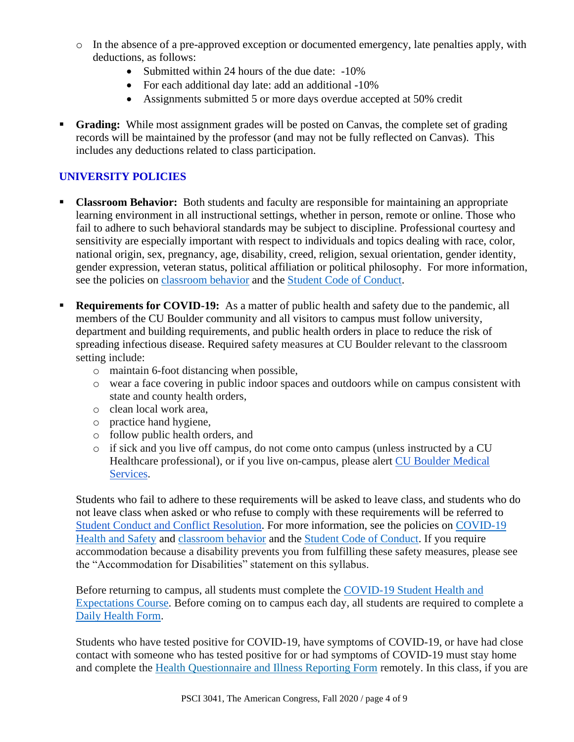- In the absence of a pre-approved exception or documented emergency, late penalties apply, with deductions, as follows:
    - Submitted within 24 hours of the due date: -10%
    - For each additional day late: add an additional -10%
    - Assignments submitted 5 or more days overdue accepted at 50% credit

- **Grading:** While most assignment grades will be posted on Canvas, the complete set of grading records will be maintained by the professor (and may not be fully reflected on Canvas). This includes any deductions related to class participation.

## UNIVERSITY POLICIES

- **Classroom Behavior:** Both students and faculty are responsible for maintaining an appropriate learning environment in all instructional settings, whether in person, remote or online. Those who fail to adhere to such behavioral standards may be subject to discipline. Professional courtesy and sensitivity are especially important with respect to individuals and topics dealing with race, color, national origin, sex, pregnancy, age, disability, creed, religion, sexual orientation, gender identity, gender expression, veteran status, political affiliation or political philosophy. For more information, see the policies on classroom behavior and the Student Code of Conduct.

- **Requirements for COVID-19:** As a matter of public health and safety due to the pandemic, all members of the CU Boulder community and all visitors to campus must follow university, department and building requirements, and public health orders in place to reduce the risk of spreading infectious disease. Required safety measures at CU Boulder relevant to the classroom setting include:
    - maintain 6-foot distancing when possible,
    - wear a face covering in public indoor spaces and outdoors while on campus consistent with state and county health orders,
    - clean local work area,
    - practice hand hygiene,
    - follow public health orders, and
    - if sick and you live off campus, do not come onto campus (unless instructed by a CU Healthcare professional), or if you live on-campus, please alert CU Boulder Medical Services.

  Students who fail to adhere to these requirements will be asked to leave class, and students who do not leave class when asked or who refuse to comply with these requirements will be referred to Student Conduct and Conflict Resolution. For more information, see the policies on COVID-19 Health and Safety and classroom behavior and the Student Code of Conduct. If you require accommodation because a disability prevents you from fulfilling these safety measures, please see the "Accommodation for Disabilities" statement on this syllabus.

  Before returning to campus, all students must complete the COVID-19 Student Health and Expectations Course. Before coming on to campus each day, all students are required to complete a Daily Health Form.

  Students who have tested positive for COVID-19, have symptoms of COVID-19, or have had close contact with someone who has tested positive for or had symptoms of COVID-19 must stay home and complete the Health Questionnaire and Illness Reporting Form remotely. In this class, if you are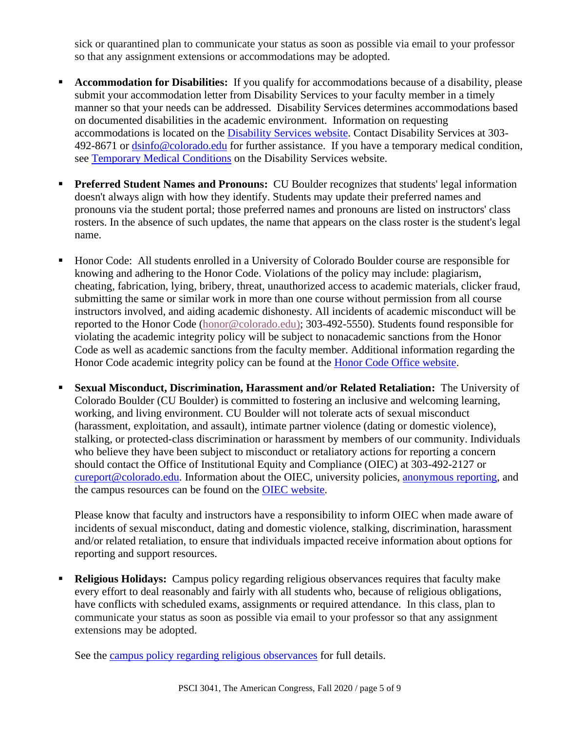sick or quarantined plan to communicate your status as soon as possible via email to your professor so that any assignment extensions or accommodations may be adopted.

- **Accommodation for Disabilities:** If you qualify for accommodations because of a disability, please submit your accommodation letter from Disability Services to your faculty member in a timely manner so that your needs can be addressed. Disability Services determines accommodations based on documented disabilities in the academic environment. Information on requesting accommodations is located on the Disability Services website. Contact Disability Services at 303-492-8671 or dsinfo@colorado.edu for further assistance. If you have a temporary medical condition, see Temporary Medical Conditions on the Disability Services website.

- **Preferred Student Names and Pronouns:** CU Boulder recognizes that students' legal information doesn't always align with how they identify. Students may update their preferred names and pronouns via the student portal; those preferred names and pronouns are listed on instructors' class rosters. In the absence of such updates, the name that appears on the class roster is the student's legal name.

- Honor Code: All students enrolled in a University of Colorado Boulder course are responsible for knowing and adhering to the Honor Code. Violations of the policy may include: plagiarism, cheating, fabrication, lying, bribery, threat, unauthorized access to academic materials, clicker fraud, submitting the same or similar work in more than one course without permission from all course instructors involved, and aiding academic dishonesty. All incidents of academic misconduct will be reported to the Honor Code (honor@colorado.edu); 303-492-5550). Students found responsible for violating the academic integrity policy will be subject to nonacademic sanctions from the Honor Code as well as academic sanctions from the faculty member. Additional information regarding the Honor Code academic integrity policy can be found at the Honor Code Office website.

- **Sexual Misconduct, Discrimination, Harassment and/or Related Retaliation:** The University of Colorado Boulder (CU Boulder) is committed to fostering an inclusive and welcoming learning, working, and living environment. CU Boulder will not tolerate acts of sexual misconduct (harassment, exploitation, and assault), intimate partner violence (dating or domestic violence), stalking, or protected-class discrimination or harassment by members of our community. Individuals who believe they have been subject to misconduct or retaliatory actions for reporting a concern should contact the Office of Institutional Equity and Compliance (OIEC) at 303-492-2127 or cureport@colorado.edu. Information about the OIEC, university policies, anonymous reporting, and the campus resources can be found on the OIEC website.

  Please know that faculty and instructors have a responsibility to inform OIEC when made aware of incidents of sexual misconduct, dating and domestic violence, stalking, discrimination, harassment and/or related retaliation, to ensure that individuals impacted receive information about options for reporting and support resources.

- **Religious Holidays:** Campus policy regarding religious observances requires that faculty make every effort to deal reasonably and fairly with all students who, because of religious obligations, have conflicts with scheduled exams, assignments or required attendance. In this class, plan to communicate your status as soon as possible via email to your professor so that any assignment extensions may be adopted.

  See the campus policy regarding religious observances for full details.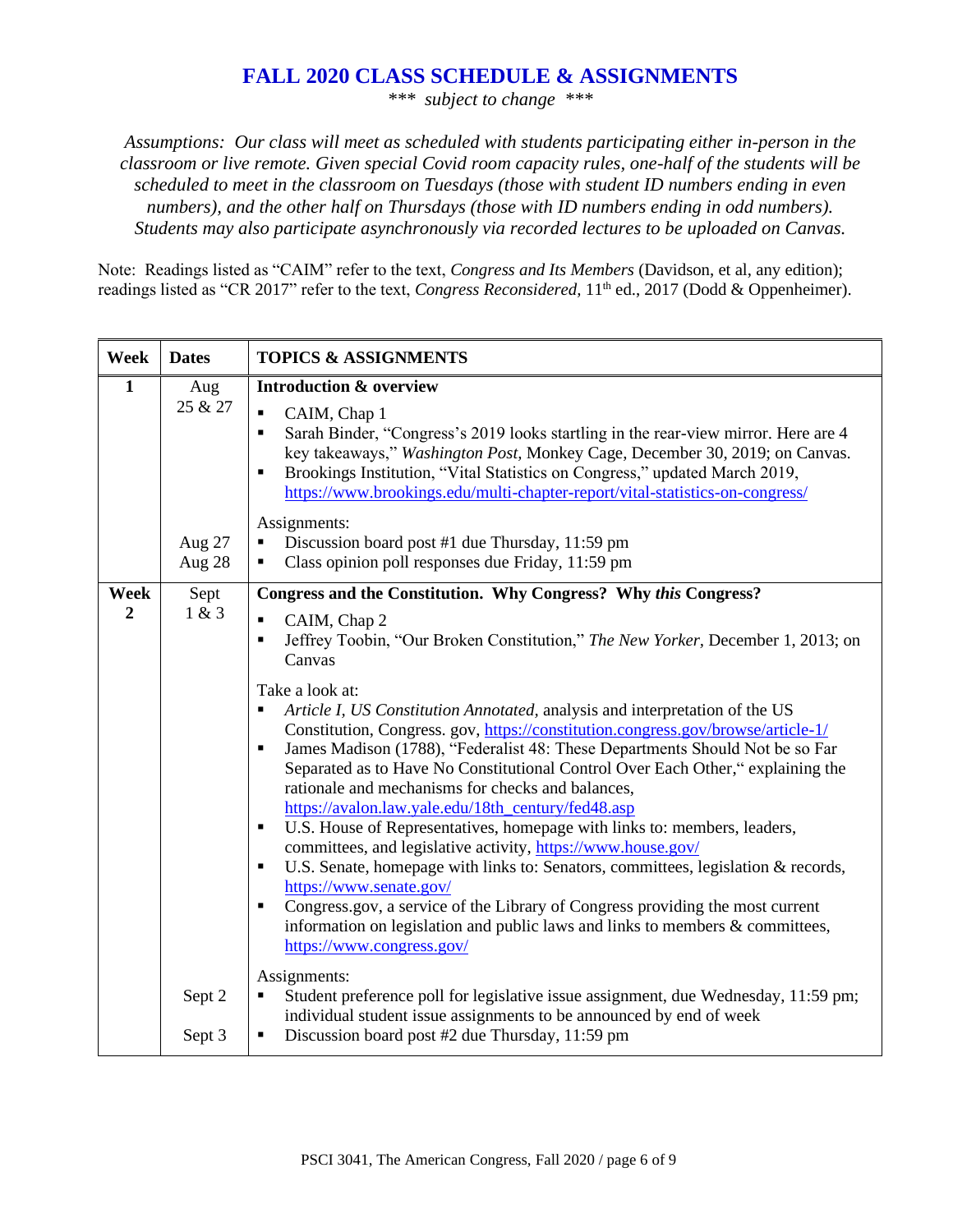# FALL 2020 CLASS SCHEDULE & ASSIGNMENTS

*\*\*\* subject to change \*\*\**

*Assumptions: Our class will meet as scheduled with students participating either in-person in the classroom or live remote. Given special Covid room capacity rules, one-half of the students will be scheduled to meet in the classroom on Tuesdays (those with student ID numbers ending in even numbers), and the other half on Thursdays (those with ID numbers ending in odd numbers). Students may also participate asynchronously via recorded lectures to be uploaded on Canvas.*

Note: Readings listed as "CAIM" refer to the text, *Congress and Its Members* (Davidson, et al, any edition); readings listed as "CR 2017" refer to the text, *Congress Reconsidered,* 11th ed., 2017 (Dodd & Oppenheimer).

| Week | Dates | TOPICS & ASSIGNMENTS |
|---|---|---|
| **1** | Aug 25 & 27 | **Introduction & overview**<br>▪ CAIM, Chap 1<br>▪ Sarah Binder, "Congress's 2019 looks startling in the rear-view mirror. Here are 4 key takeaways," *Washington Post,* Monkey Cage, December 30, 2019; on Canvas.<br>▪ Brookings Institution, "Vital Statistics on Congress," updated March 2019, https://www.brookings.edu/multi-chapter-report/vital-statistics-on-congress/ |
| | Aug 27<br>Aug 28 | Assignments:<br>▪ Discussion board post #1 due Thursday, 11:59 pm<br>▪ Class opinion poll responses due Friday, 11:59 pm |
| **Week 2** | Sept 1 & 3 | **Congress and the Constitution. Why Congress? Why *this* Congress?**<br>▪ CAIM, Chap 2<br>▪ Jeffrey Toobin, "Our Broken Constitution," *The New Yorker,* December 1, 2013; on Canvas<br><br>Take a look at:<br>▪ *Article I, US Constitution Annotated,* analysis and interpretation of the US Constitution, Congress. gov, https://constitution.congress.gov/browse/article-1/<br>▪ James Madison (1788), "Federalist 48: These Departments Should Not be so Far Separated as to Have No Constitutional Control Over Each Other," explaining the rationale and mechanisms for checks and balances, https://avalon.law.yale.edu/18th_century/fed48.asp<br>▪ U.S. House of Representatives, homepage with links to: members, leaders, committees, and legislative activity, https://www.house.gov/<br>▪ U.S. Senate, homepage with links to: Senators, committees, legislation & records, https://www.senate.gov/<br>▪ Congress.gov, a service of the Library of Congress providing the most current information on legislation and public laws and links to members & committees, https://www.congress.gov/ |
| | Sept 2<br><br>Sept 3 | Assignments:<br>▪ Student preference poll for legislative issue assignment, due Wednesday, 11:59 pm; individual student issue assignments to be announced by end of week<br>▪ Discussion board post #2 due Thursday, 11:59 pm |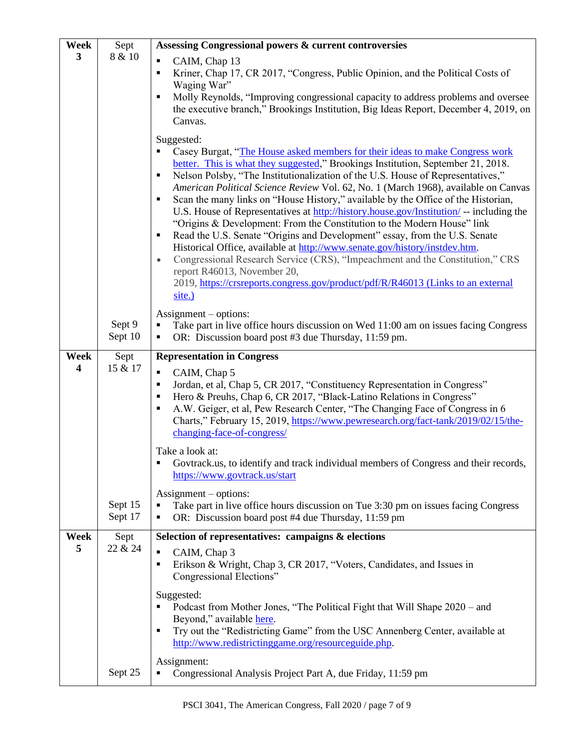| Week | Date | Topic / Readings |
|---|---|---|
| **Week 3** | Sept 8 & 10 | **Assessing Congressional powers & current controversies**<br>▪ CAIM, Chap 13<br>▪ Kriner, Chap 17, CR 2017, "Congress, Public Opinion, and the Political Costs of Waging War"<br>▪ Molly Reynolds, "Improving congressional capacity to address problems and oversee the executive branch," Brookings Institution, Big Ideas Report, December 4, 2019, on Canvas.<br><br>Suggested:<br>▪ Casey Burgat, "The House asked members for their ideas to make Congress work better. This is what they suggested," Brookings Institution, September 21, 2018.<br>▪ Nelson Polsby, "The Institutionalization of the U.S. House of Representatives," *American Political Science Review* Vol. 62, No. 1 (March 1968), available on Canvas<br>▪ Scan the many links on "House History," available by the Office of the Historian, U.S. House of Representatives at http://history.house.gov/Institution/ -- including the "Origins & Development: From the Constitution to the Modern House" link<br>▪ Read the U.S. Senate "Origins and Development" essay, from the U.S. Senate Historical Office, available at http://www.senate.gov/history/instdev.htm.<br>• Congressional Research Service (CRS), "Impeachment and the Constitution," CRS report R46013, November 20, 2019, https://crsreports.congress.gov/product/pdf/R/R46013 (Links to an external site.) |
| | Sept 9<br>Sept 10 | Assignment – options:<br>▪ Take part in live office hours discussion on Wed 11:00 am on issues facing Congress<br>▪ OR: Discussion board post #3 due Thursday, 11:59 pm. |
| **Week 4** | Sept 15 & 17 | **Representation in Congress**<br>▪ CAIM, Chap 5<br>▪ Jordan, et al, Chap 5, CR 2017, "Constituency Representation in Congress"<br>▪ Hero & Preuhs, Chap 6, CR 2017, "Black-Latino Relations in Congress"<br>▪ A.W. Geiger, et al, Pew Research Center, "The Changing Face of Congress in 6 Charts," February 15, 2019, https://www.pewresearch.org/fact-tank/2019/02/15/the-changing-face-of-congress/<br><br>Take a look at:<br>▪ Govtrack.us, to identify and track individual members of Congress and their records, https://www.govtrack.us/start |
| | Sept 15<br>Sept 17 | Assignment – options:<br>▪ Take part in live office hours discussion on Tue 3:30 pm on issues facing Congress<br>▪ OR: Discussion board post #4 due Thursday, 11:59 pm |
| **Week 5** | Sept 22 & 24 | **Selection of representatives: campaigns & elections**<br>▪ CAIM, Chap 3<br>▪ Erikson & Wright, Chap 3, CR 2017, "Voters, Candidates, and Issues in Congressional Elections"<br><br>Suggested:<br>▪ Podcast from Mother Jones, "The Political Fight that Will Shape 2020 – and Beyond," available here.<br>▪ Try out the "Redistricting Game" from the USC Annenberg Center, available at http://www.redistrictinggame.org/resourceguide.php. |
| | Sept 25 | Assignment:<br>▪ Congressional Analysis Project Part A, due Friday, 11:59 pm |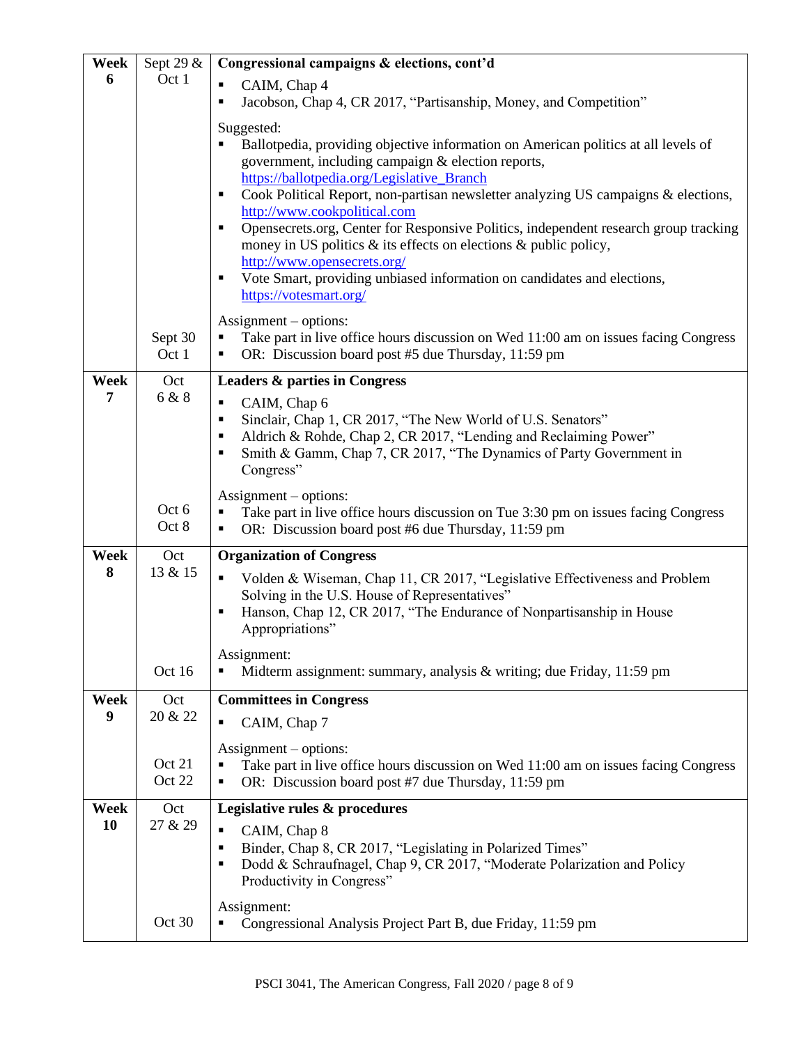| Week | Dates | Topic & Readings |
|---|---|---|
| **Week 6** | Sept 29 & Oct 1 | **Congressional campaigns & elections, cont'd**<br>▪ CAIM, Chap 4<br>▪ Jacobson, Chap 4, CR 2017, "Partisanship, Money, and Competition"<br><br>Suggested:<br>▪ Ballotpedia, providing objective information on American politics at all levels of government, including campaign & election reports, https://ballotpedia.org/Legislative_Branch<br>▪ Cook Political Report, non-partisan newsletter analyzing US campaigns & elections, http://www.cookpolitical.com<br>▪ Opensecrets.org, Center for Responsive Politics, independent research group tracking money in US politics & its effects on elections & public policy, http://www.opensecrets.org/<br>▪ Vote Smart, providing unbiased information on candidates and elections, https://votesmart.org/ |
| | Sept 30<br>Oct 1 | Assignment – options:<br>▪ Take part in live office hours discussion on Wed 11:00 am on issues facing Congress<br>▪ OR: Discussion board post #5 due Thursday, 11:59 pm |
| **Week 7** | Oct 6 & 8 | **Leaders & parties in Congress**<br>▪ CAIM, Chap 6<br>▪ Sinclair, Chap 1, CR 2017, "The New World of U.S. Senators"<br>▪ Aldrich & Rohde, Chap 2, CR 2017, "Lending and Reclaiming Power"<br>▪ Smith & Gamm, Chap 7, CR 2017, "The Dynamics of Party Government in Congress" |
| | Oct 6<br>Oct 8 | Assignment – options:<br>▪ Take part in live office hours discussion on Tue 3:30 pm on issues facing Congress<br>▪ OR: Discussion board post #6 due Thursday, 11:59 pm |
| **Week 8** | Oct 13 & 15 | **Organization of Congress**<br>▪ Volden & Wiseman, Chap 11, CR 2017, "Legislative Effectiveness and Problem Solving in the U.S. House of Representatives"<br>▪ Hanson, Chap 12, CR 2017, "The Endurance of Nonpartisanship in House Appropriations" |
| | Oct 16 | Assignment:<br>▪ Midterm assignment: summary, analysis & writing; due Friday, 11:59 pm |
| **Week 9** | Oct 20 & 22 | **Committees in Congress**<br>▪ CAIM, Chap 7 |
| | Oct 21<br>Oct 22 | Assignment – options:<br>▪ Take part in live office hours discussion on Wed 11:00 am on issues facing Congress<br>▪ OR: Discussion board post #7 due Thursday, 11:59 pm |
| **Week 10** | Oct 27 & 29 | **Legislative rules & procedures**<br>▪ CAIM, Chap 8<br>▪ Binder, Chap 8, CR 2017, "Legislating in Polarized Times"<br>▪ Dodd & Schraufnagel, Chap 9, CR 2017, "Moderate Polarization and Policy Productivity in Congress" |
| | Oct 30 | Assignment:<br>▪ Congressional Analysis Project Part B, due Friday, 11:59 pm |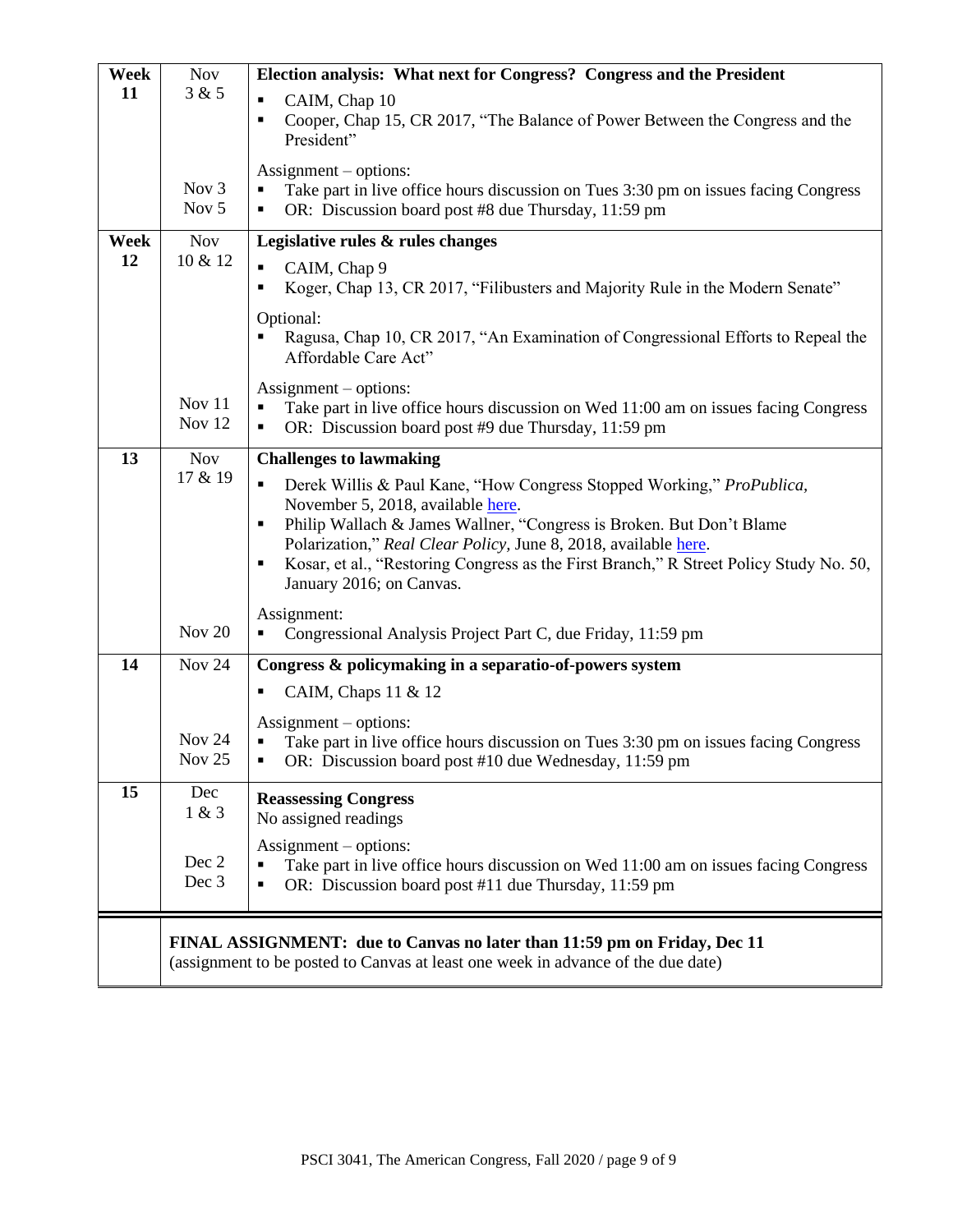| Week | | |
|---|---|---|
| **Week 11** | Nov 3 & 5 | **Election analysis: What next for Congress? Congress and the President**<br>▪ CAIM, Chap 10<br>▪ Cooper, Chap 15, CR 2017, "The Balance of Power Between the Congress and the President" |
| | Nov 3<br>Nov 5 | Assignment – options:<br>▪ Take part in live office hours discussion on Tues 3:30 pm on issues facing Congress<br>▪ OR: Discussion board post #8 due Thursday, 11:59 pm |
| **Week 12** | Nov 10 & 12 | **Legislative rules & rules changes**<br>▪ CAIM, Chap 9<br>▪ Koger, Chap 13, CR 2017, "Filibusters and Majority Rule in the Modern Senate"<br>Optional:<br>▪ Ragusa, Chap 10, CR 2017, "An Examination of Congressional Efforts to Repeal the Affordable Care Act" |
| | Nov 11<br>Nov 12 | Assignment – options:<br>▪ Take part in live office hours discussion on Wed 11:00 am on issues facing Congress<br>▪ OR: Discussion board post #9 due Thursday, 11:59 pm |
| **13** | Nov 17 & 19 | **Challenges to lawmaking**<br>▪ Derek Willis & Paul Kane, "How Congress Stopped Working," *ProPublica,* November 5, 2018, available here.<br>▪ Philip Wallach & James Wallner, "Congress is Broken. But Don't Blame Polarization," *Real Clear Policy,* June 8, 2018, available here.<br>▪ Kosar, et al., "Restoring Congress as the First Branch," R Street Policy Study No. 50, January 2016; on Canvas. |
| | Nov 20 | Assignment:<br>▪ Congressional Analysis Project Part C, due Friday, 11:59 pm |
| **14** | Nov 24 | **Congress & policymaking in a separatio-of-powers system**<br>▪ CAIM, Chaps 11 & 12 |
| | Nov 24<br>Nov 25 | Assignment – options:<br>▪ Take part in live office hours discussion on Tues 3:30 pm on issues facing Congress<br>▪ OR: Discussion board post #10 due Wednesday, 11:59 pm |
| **15** | Dec 1 & 3 | **Reassessing Congress**<br>No assigned readings |
| | Dec 2<br>Dec 3 | Assignment – options:<br>▪ Take part in live office hours discussion on Wed 11:00 am on issues facing Congress<br>▪ OR: Discussion board post #11 due Thursday, 11:59 pm |
| | **FINAL ASSIGNMENT: due to Canvas no later than 11:59 pm on Friday, Dec 11**<br>(assignment to be posted to Canvas at least one week in advance of the due date) | |